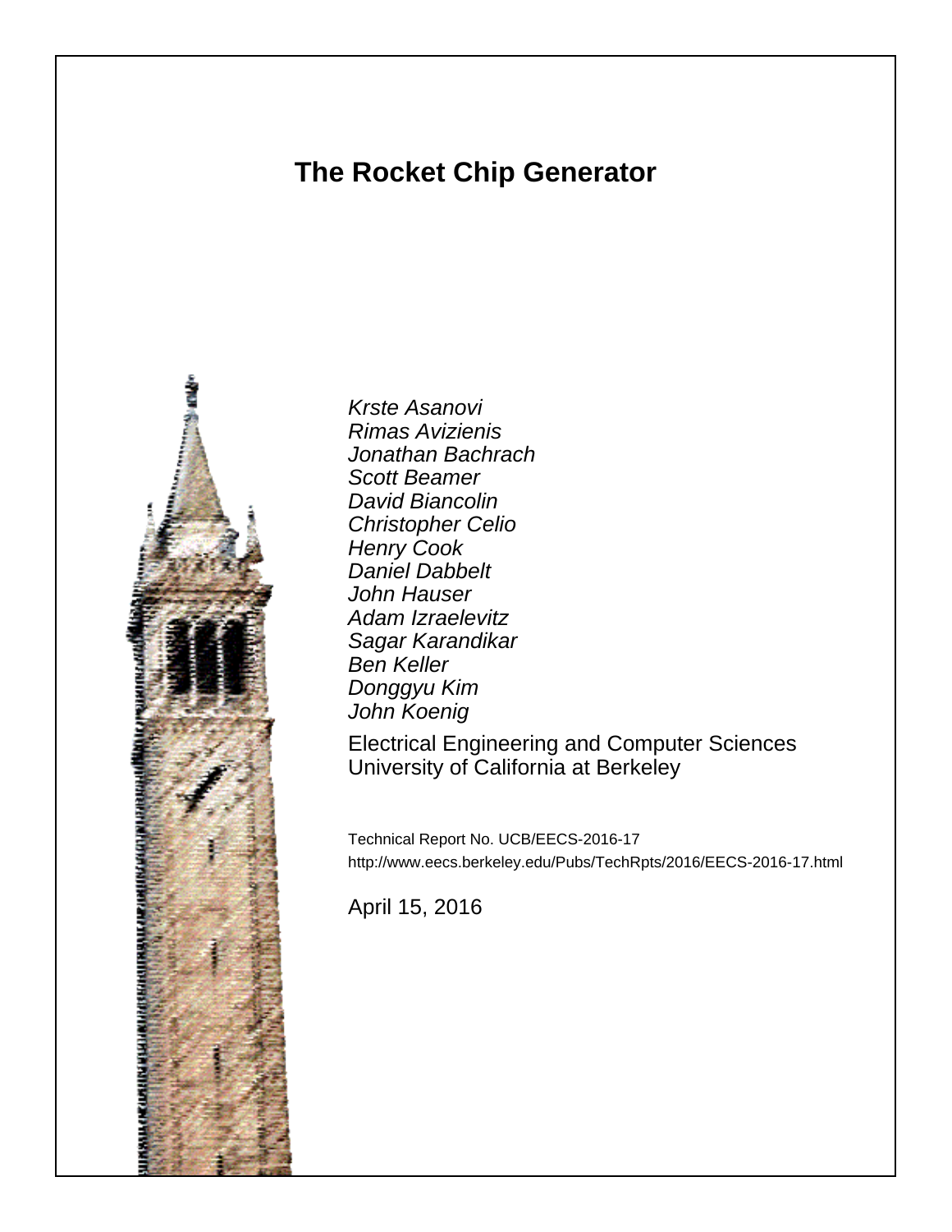# The Rocket Chip Generator

*Krste Asanovi*
*Rimas Avizienis*
*Jonathan Bachrach*
*Scott Beamer*
*David Biancolin*
*Christopher Celio*
*Henry Cook*
*Daniel Dabbelt*
*John Hauser*
*Adam Izraelevitz*
*Sagar Karandikar*
*Ben Keller*
*Donggyu Kim*
*John Koenig*

Electrical Engineering and Computer Sciences
University of California at Berkeley

Technical Report No. UCB/EECS-2016-17
http://www.eecs.berkeley.edu/Pubs/TechRpts/2016/EECS-2016-17.html

April 15, 2016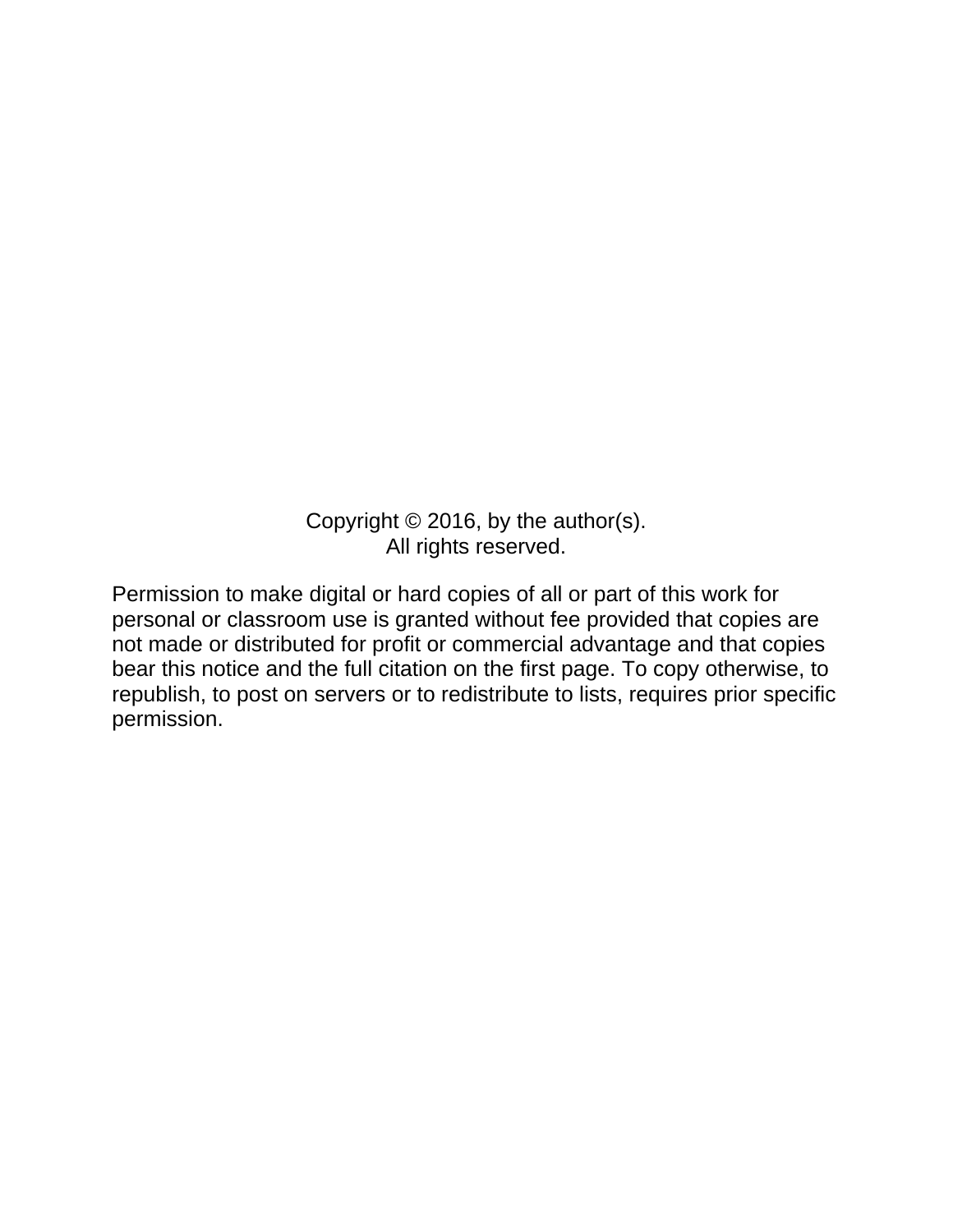Copyright © 2016, by the author(s).
All rights reserved.

Permission to make digital or hard copies of all or part of this work for personal or classroom use is granted without fee provided that copies are not made or distributed for profit or commercial advantage and that copies bear this notice and the full citation on the first page. To copy otherwise, to republish, to post on servers or to redistribute to lists, requires prior specific permission.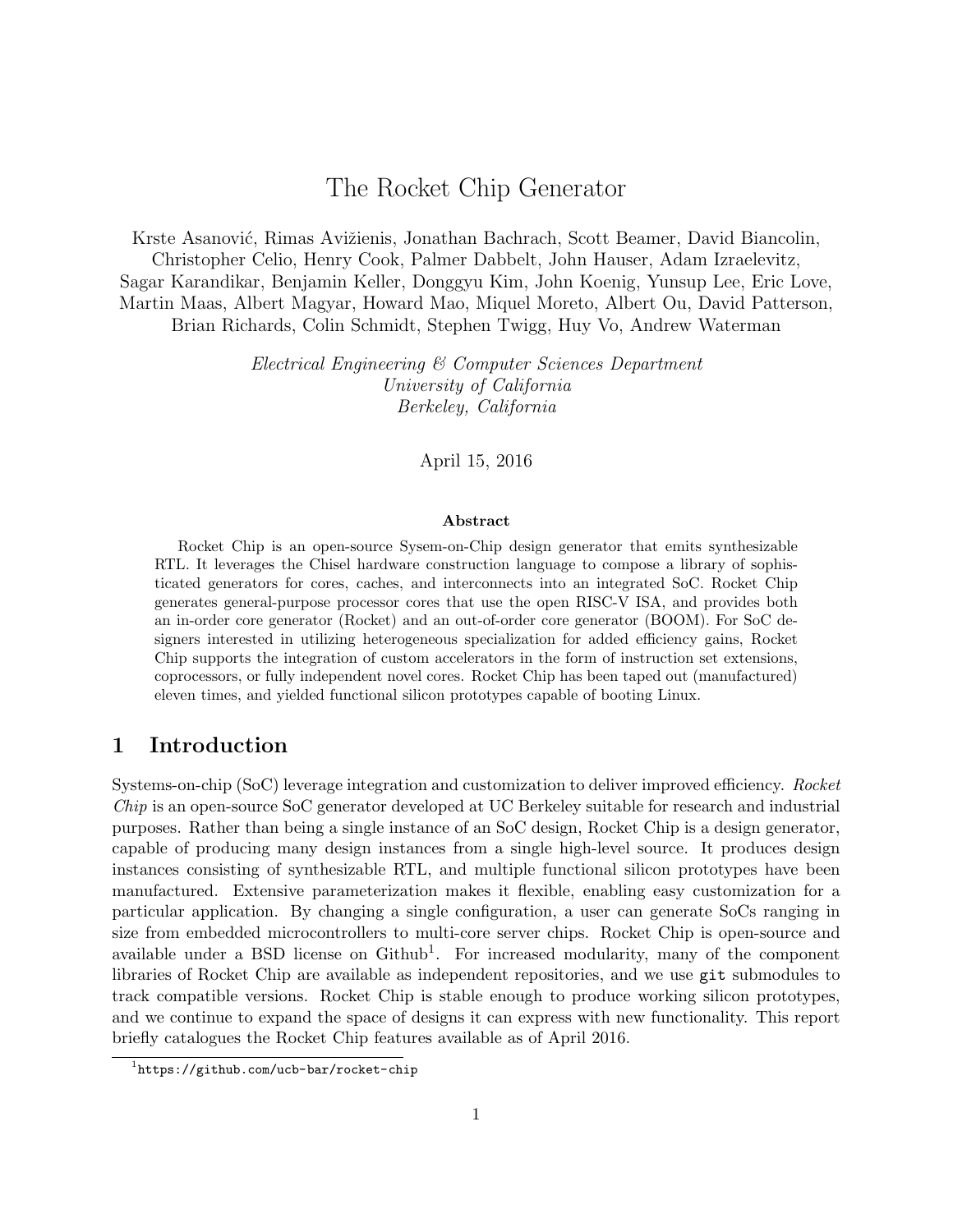# The Rocket Chip Generator

Krste Asanović, Rimas Avižienis, Jonathan Bachrach, Scott Beamer, David Biancolin, Christopher Celio, Henry Cook, Palmer Dabbelt, John Hauser, Adam Izraelevitz, Sagar Karandikar, Benjamin Keller, Donggyu Kim, John Koenig, Yunsup Lee, Eric Love, Martin Maas, Albert Magyar, Howard Mao, Miquel Moreto, Albert Ou, David Patterson, Brian Richards, Colin Schmidt, Stephen Twigg, Huy Vo, Andrew Waterman

*Electrical Engineering & Computer Sciences Department*
*University of California*
*Berkeley, California*

April 15, 2016

**Abstract**

Rocket Chip is an open-source Sysem-on-Chip design generator that emits synthesizable RTL. It leverages the Chisel hardware construction language to compose a library of sophisticated generators for cores, caches, and interconnects into an integrated SoC. Rocket Chip generates general-purpose processor cores that use the open RISC-V ISA, and provides both an in-order core generator (Rocket) and an out-of-order core generator (BOOM). For SoC designers interested in utilizing heterogeneous specialization for added efficiency gains, Rocket Chip supports the integration of custom accelerators in the form of instruction set extensions, coprocessors, or fully independent novel cores. Rocket Chip has been taped out (manufactured) eleven times, and yielded functional silicon prototypes capable of booting Linux.

## 1 Introduction

Systems-on-chip (SoC) leverage integration and customization to deliver improved efficiency. *Rocket Chip* is an open-source SoC generator developed at UC Berkeley suitable for research and industrial purposes. Rather than being a single instance of an SoC design, Rocket Chip is a design generator, capable of producing many design instances from a single high-level source. It produces design instances consisting of synthesizable RTL, and multiple functional silicon prototypes have been manufactured. Extensive parameterization makes it flexible, enabling easy customization for a particular application. By changing a single configuration, a user can generate SoCs ranging in size from embedded microcontrollers to multi-core server chips. Rocket Chip is open-source and available under a BSD license on Github[1]. For increased modularity, many of the component libraries of Rocket Chip are available as independent repositories, and we use `git` submodules to track compatible versions. Rocket Chip is stable enough to produce working silicon prototypes, and we continue to expand the space of designs it can express with new functionality. This report briefly catalogues the Rocket Chip features available as of April 2016.

[1] `https://github.com/ucb-bar/rocket-chip`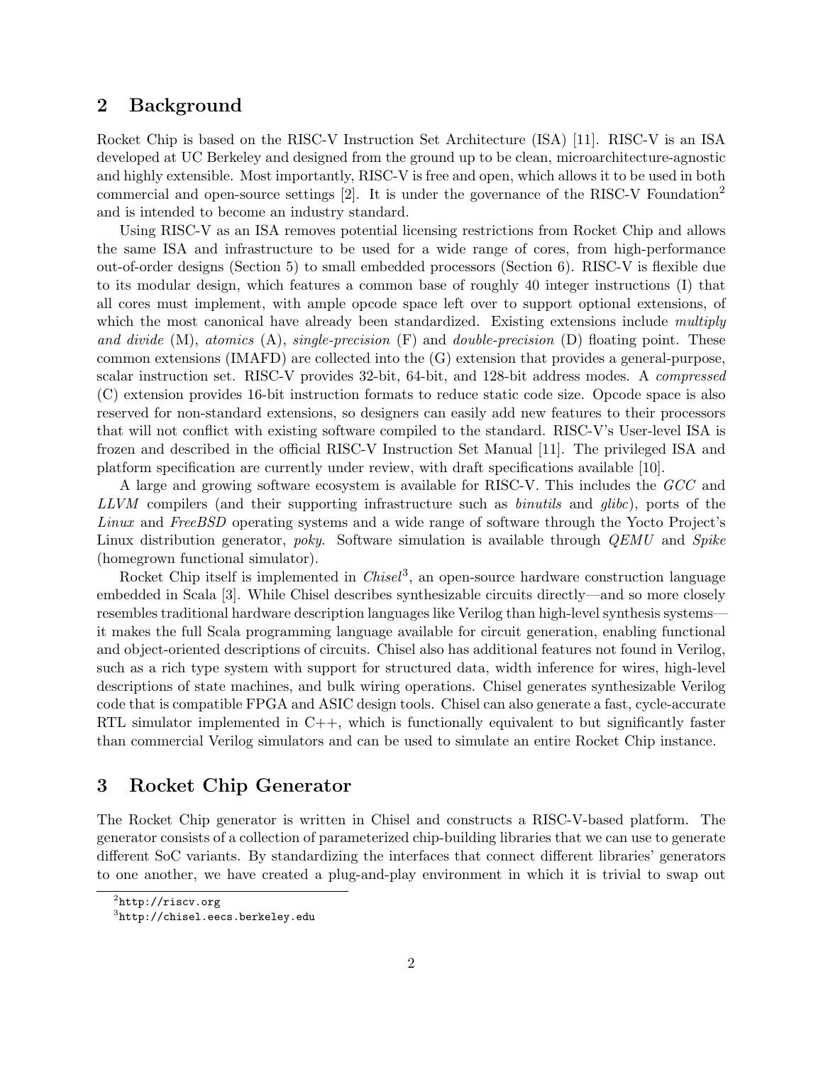## 2 Background

Rocket Chip is based on the RISC-V Instruction Set Architecture (ISA) [11]. RISC-V is an ISA developed at UC Berkeley and designed from the ground up to be clean, microarchitecture-agnostic and highly extensible. Most importantly, RISC-V is free and open, which allows it to be used in both commercial and open-source settings [2]. It is under the governance of the RISC-V Foundation[2] and is intended to become an industry standard.

Using RISC-V as an ISA removes potential licensing restrictions from Rocket Chip and allows the same ISA and infrastructure to be used for a wide range of cores, from high-performance out-of-order designs (Section 5) to small embedded processors (Section 6). RISC-V is flexible due to its modular design, which features a common base of roughly 40 integer instructions (I) that all cores must implement, with ample opcode space left over to support optional extensions, of which the most canonical have already been standardized. Existing extensions include *multiply and divide* (M), *atomics* (A), *single-precision* (F) and *double-precision* (D) floating point. These common extensions (IMAFD) are collected into the (G) extension that provides a general-purpose, scalar instruction set. RISC-V provides 32-bit, 64-bit, and 128-bit address modes. A *compressed* (C) extension provides 16-bit instruction formats to reduce static code size. Opcode space is also reserved for non-standard extensions, so designers can easily add new features to their processors that will not conflict with existing software compiled to the standard. RISC-V's User-level ISA is frozen and described in the official RISC-V Instruction Set Manual [11]. The privileged ISA and platform specification are currently under review, with draft specifications available [10].

A large and growing software ecosystem is available for RISC-V. This includes the *GCC* and *LLVM* compilers (and their supporting infrastructure such as *binutils* and *glibc*), ports of the *Linux* and *FreeBSD* operating systems and a wide range of software through the Yocto Project's Linux distribution generator, *poky*. Software simulation is available through *QEMU* and *Spike* (homegrown functional simulator).

Rocket Chip itself is implemented in *Chisel*[3], an open-source hardware construction language embedded in Scala [3]. While Chisel describes synthesizable circuits directly—and so more closely resembles traditional hardware description languages like Verilog than high-level synthesis systems—it makes the full Scala programming language available for circuit generation, enabling functional and object-oriented descriptions of circuits. Chisel also has additional features not found in Verilog, such as a rich type system with support for structured data, width inference for wires, high-level descriptions of state machines, and bulk wiring operations. Chisel generates synthesizable Verilog code that is compatible FPGA and ASIC design tools. Chisel can also generate a fast, cycle-accurate RTL simulator implemented in C++, which is functionally equivalent to but significantly faster than commercial Verilog simulators and can be used to simulate an entire Rocket Chip instance.

## 3 Rocket Chip Generator

The Rocket Chip generator is written in Chisel and constructs a RISC-V-based platform. The generator consists of a collection of parameterized chip-building libraries that we can use to generate different SoC variants. By standardizing the interfaces that connect different libraries' generators to one another, we have created a plug-and-play environment in which it is trivial to swap out

[2] `http://riscv.org`

[3] `http://chisel.eecs.berkeley.edu`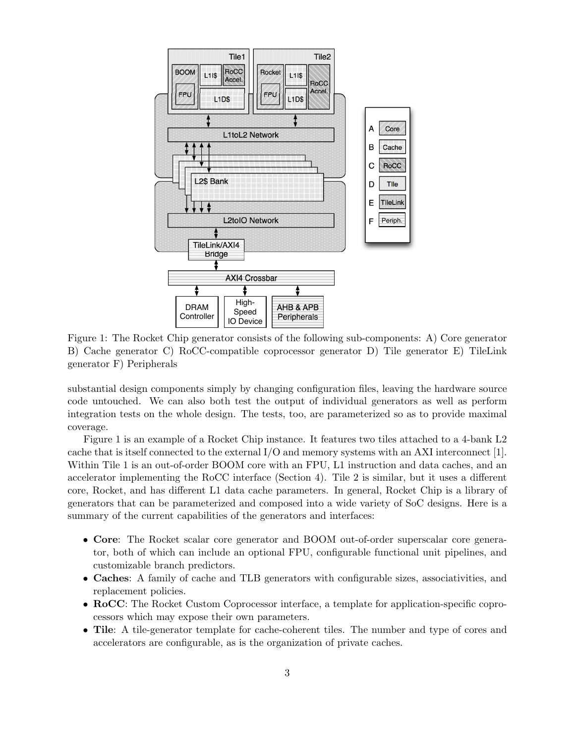Figure 1: The Rocket Chip generator consists of the following sub-components: A) Core generator B) Cache generator C) RoCC-compatible coprocessor generator D) Tile generator E) TileLink generator F) Peripherals

substantial design components simply by changing configuration files, leaving the hardware source code untouched. We can also both test the output of individual generators as well as perform integration tests on the whole design. The tests, too, are parameterized so as to provide maximal coverage.

Figure 1 is an example of a Rocket Chip instance. It features two tiles attached to a 4-bank L2 cache that is itself connected to the external I/O and memory systems with an AXI interconnect [1]. Within Tile 1 is an out-of-order BOOM core with an FPU, L1 instruction and data caches, and an accelerator implementing the RoCC interface (Section 4). Tile 2 is similar, but it uses a different core, Rocket, and has different L1 data cache parameters. In general, Rocket Chip is a library of generators that can be parameterized and composed into a wide variety of SoC designs. Here is a summary of the current capabilities of the generators and interfaces:

- **Core**: The Rocket scalar core generator and BOOM out-of-order superscalar core generator, both of which can include an optional FPU, configurable functional unit pipelines, and customizable branch predictors.
- **Caches**: A family of cache and TLB generators with configurable sizes, associativities, and replacement policies.
- **RoCC**: The Rocket Custom Coprocessor interface, a template for application-specific coprocessors which may expose their own parameters.
- **Tile**: A tile-generator template for cache-coherent tiles. The number and type of cores and accelerators are configurable, as is the organization of private caches.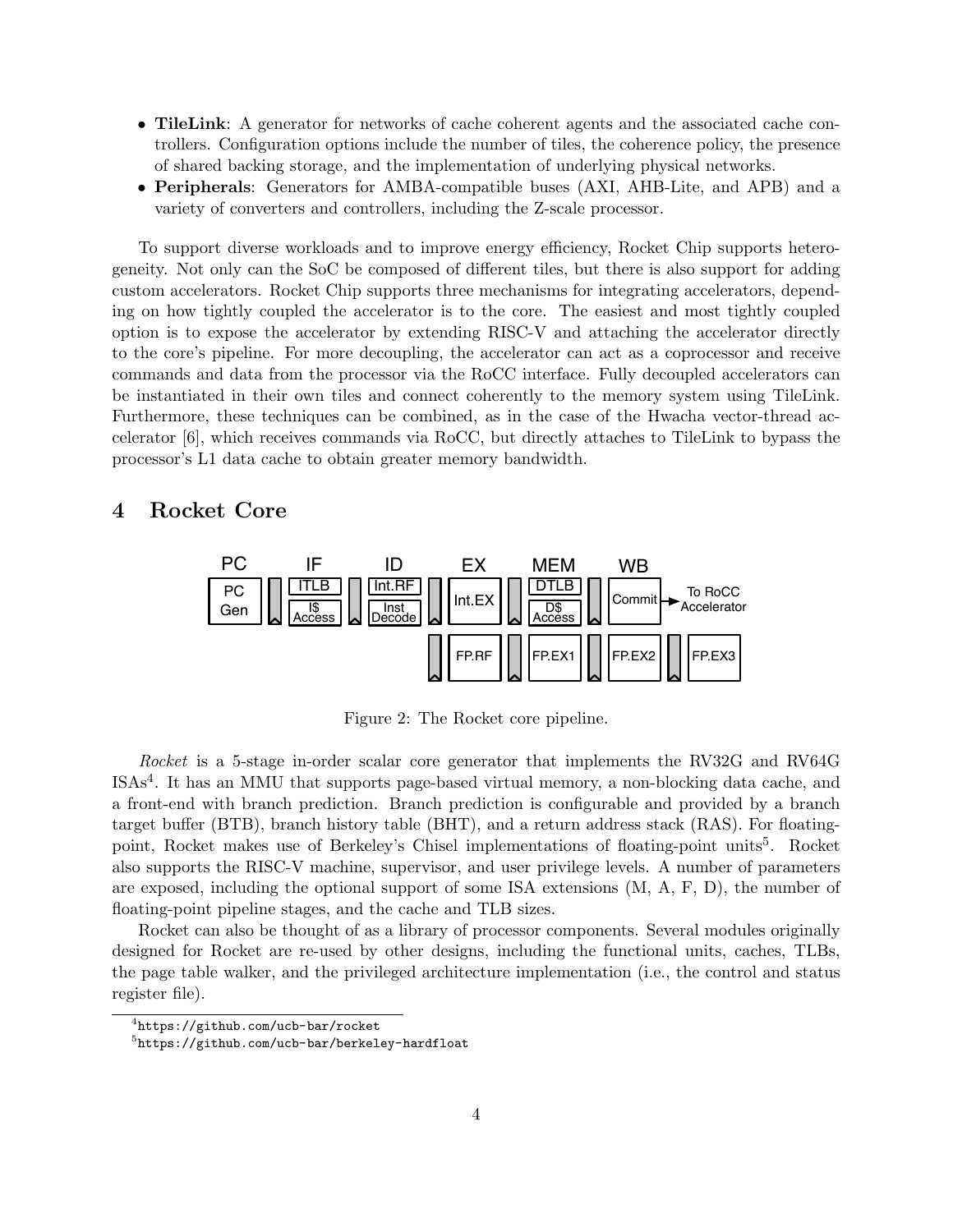- **TileLink**: A generator for networks of cache coherent agents and the associated cache controllers. Configuration options include the number of tiles, the coherence policy, the presence of shared backing storage, and the implementation of underlying physical networks.
- **Peripherals**: Generators for AMBA-compatible buses (AXI, AHB-Lite, and APB) and a variety of converters and controllers, including the Z-scale processor.

To support diverse workloads and to improve energy efficiency, Rocket Chip supports heterogeneity. Not only can the SoC be composed of different tiles, but there is also support for adding custom accelerators. Rocket Chip supports three mechanisms for integrating accelerators, depending on how tightly coupled the accelerator is to the core. The easiest and most tightly coupled option is to expose the accelerator by extending RISC-V and attaching the accelerator directly to the core's pipeline. For more decoupling, the accelerator can act as a coprocessor and receive commands and data from the processor via the RoCC interface. Fully decoupled accelerators can be instantiated in their own tiles and connect coherently to the memory system using TileLink. Furthermore, these techniques can be combined, as in the case of the Hwacha vector-thread accelerator [6], which receives commands via RoCC, but directly attaches to TileLink to bypass the processor's L1 data cache to obtain greater memory bandwidth.

# 4 Rocket Core

Figure 2: The Rocket core pipeline.

*Rocket* is a 5-stage in-order scalar core generator that implements the RV32G and RV64G ISAs[4]. It has an MMU that supports page-based virtual memory, a non-blocking data cache, and a front-end with branch prediction. Branch prediction is configurable and provided by a branch target buffer (BTB), branch history table (BHT), and a return address stack (RAS). For floating-point, Rocket makes use of Berkeley's Chisel implementations of floating-point units[5]. Rocket also supports the RISC-V machine, supervisor, and user privilege levels. A number of parameters are exposed, including the optional support of some ISA extensions (M, A, F, D), the number of floating-point pipeline stages, and the cache and TLB sizes.

Rocket can also be thought of as a library of processor components. Several modules originally designed for Rocket are re-used by other designs, including the functional units, caches, TLBs, the page table walker, and the privileged architecture implementation (i.e., the control and status register file).

[4] `https://github.com/ucb-bar/rocket`

[5] `https://github.com/ucb-bar/berkeley-hardfloat`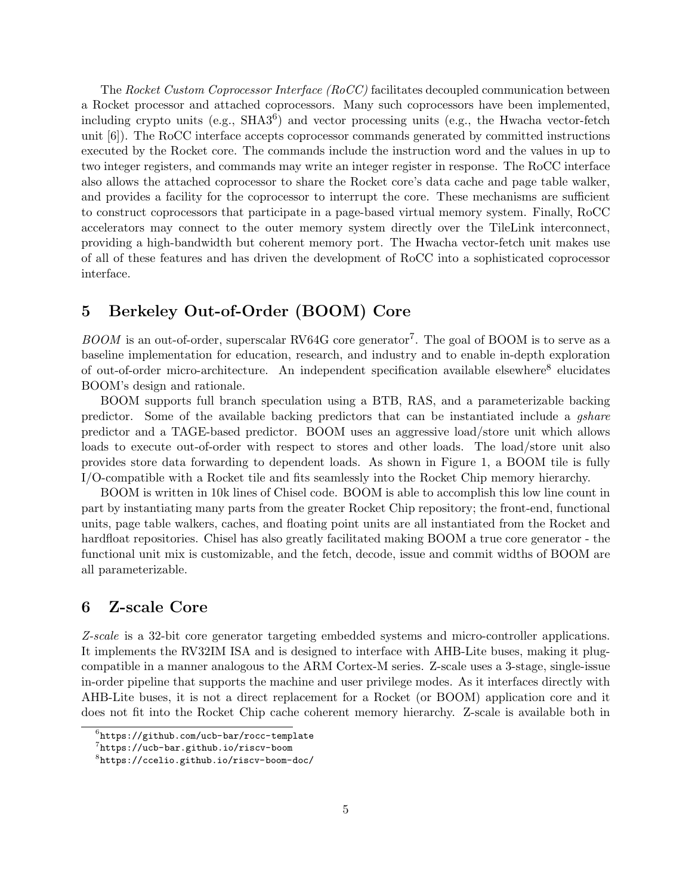The *Rocket Custom Coprocessor Interface (RoCC)* facilitates decoupled communication between a Rocket processor and attached coprocessors. Many such coprocessors have been implemented, including crypto units (e.g., SHA3[6]) and vector processing units (e.g., the Hwacha vector-fetch unit [6]). The RoCC interface accepts coprocessor commands generated by committed instructions executed by the Rocket core. The commands include the instruction word and the values in up to two integer registers, and commands may write an integer register in response. The RoCC interface also allows the attached coprocessor to share the Rocket core's data cache and page table walker, and provides a facility for the coprocessor to interrupt the core. These mechanisms are sufficient to construct coprocessors that participate in a page-based virtual memory system. Finally, RoCC accelerators may connect to the outer memory system directly over the TileLink interconnect, providing a high-bandwidth but coherent memory port. The Hwacha vector-fetch unit makes use of all of these features and has driven the development of RoCC into a sophisticated coprocessor interface.

## 5 Berkeley Out-of-Order (BOOM) Core

*BOOM* is an out-of-order, superscalar RV64G core generator[7]. The goal of BOOM is to serve as a baseline implementation for education, research, and industry and to enable in-depth exploration of out-of-order micro-architecture. An independent specification available elsewhere[8] elucidates BOOM's design and rationale.

BOOM supports full branch speculation using a BTB, RAS, and a parameterizable backing predictor. Some of the available backing predictors that can be instantiated include a *gshare* predictor and a TAGE-based predictor. BOOM uses an aggressive load/store unit which allows loads to execute out-of-order with respect to stores and other loads. The load/store unit also provides store data forwarding to dependent loads. As shown in Figure 1, a BOOM tile is fully I/O-compatible with a Rocket tile and fits seamlessly into the Rocket Chip memory hierarchy.

BOOM is written in 10k lines of Chisel code. BOOM is able to accomplish this low line count in part by instantiating many parts from the greater Rocket Chip repository; the front-end, functional units, page table walkers, caches, and floating point units are all instantiated from the Rocket and hardfloat repositories. Chisel has also greatly facilitated making BOOM a true core generator - the functional unit mix is customizable, and the fetch, decode, issue and commit widths of BOOM are all parameterizable.

## 6 Z-scale Core

*Z-scale* is a 32-bit core generator targeting embedded systems and micro-controller applications. It implements the RV32IM ISA and is designed to interface with AHB-Lite buses, making it plug-compatible in a manner analogous to the ARM Cortex-M series. Z-scale uses a 3-stage, single-issue in-order pipeline that supports the machine and user privilege modes. As it interfaces directly with AHB-Lite buses, it is not a direct replacement for a Rocket (or BOOM) application core and it does not fit into the Rocket Chip cache coherent memory hierarchy. Z-scale is available both in

[6] https://github.com/ucb-bar/rocc-template

[7] https://ucb-bar.github.io/riscv-boom

[8] https://ccelio.github.io/riscv-boom-doc/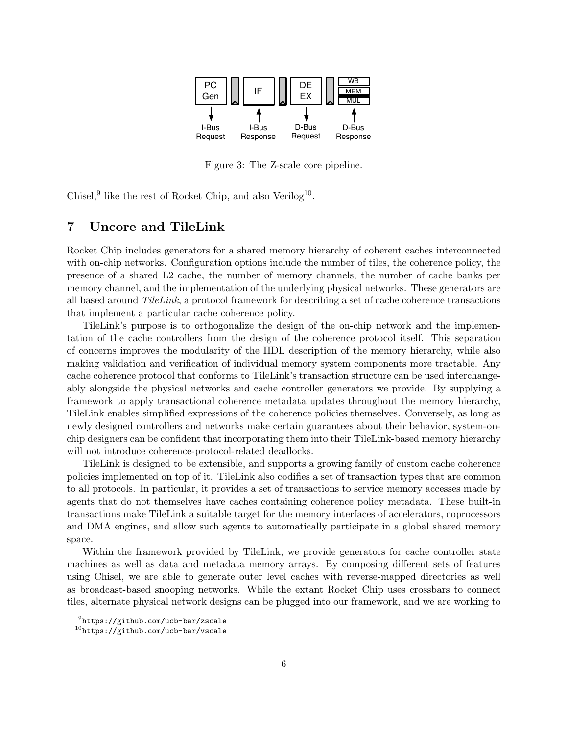Figure 3: The Z-scale core pipeline.

Chisel,[9] like the rest of Rocket Chip, and also Verilog[10].

## 7 Uncore and TileLink

Rocket Chip includes generators for a shared memory hierarchy of coherent caches interconnected with on-chip networks. Configuration options include the number of tiles, the coherence policy, the presence of a shared L2 cache, the number of memory channels, the number of cache banks per memory channel, and the implementation of the underlying physical networks. These generators are all based around *TileLink*, a protocol framework for describing a set of cache coherence transactions that implement a particular cache coherence policy.

TileLink's purpose is to orthogonalize the design of the on-chip network and the implementation of the cache controllers from the design of the coherence protocol itself. This separation of concerns improves the modularity of the HDL description of the memory hierarchy, while also making validation and verification of individual memory system components more tractable. Any cache coherence protocol that conforms to TileLink's transaction structure can be used interchangeably alongside the physical networks and cache controller generators we provide. By supplying a framework to apply transactional coherence metadata updates throughout the memory hierarchy, TileLink enables simplified expressions of the coherence policies themselves. Conversely, as long as newly designed controllers and networks make certain guarantees about their behavior, system-on-chip designers can be confident that incorporating them into their TileLink-based memory hierarchy will not introduce coherence-protocol-related deadlocks.

TileLink is designed to be extensible, and supports a growing family of custom cache coherence policies implemented on top of it. TileLink also codifies a set of transaction types that are common to all protocols. In particular, it provides a set of transactions to service memory accesses made by agents that do not themselves have caches containing coherence policy metadata. These built-in transactions make TileLink a suitable target for the memory interfaces of accelerators, coprocessors and DMA engines, and allow such agents to automatically participate in a global shared memory space.

Within the framework provided by TileLink, we provide generators for cache controller state machines as well as data and metadata memory arrays. By composing different sets of features using Chisel, we are able to generate outer level caches with reverse-mapped directories as well as broadcast-based snooping networks. While the extant Rocket Chip uses crossbars to connect tiles, alternate physical network designs can be plugged into our framework, and we are working to

[9] `https://github.com/ucb-bar/zscale`

[10] `https://github.com/ucb-bar/vscale`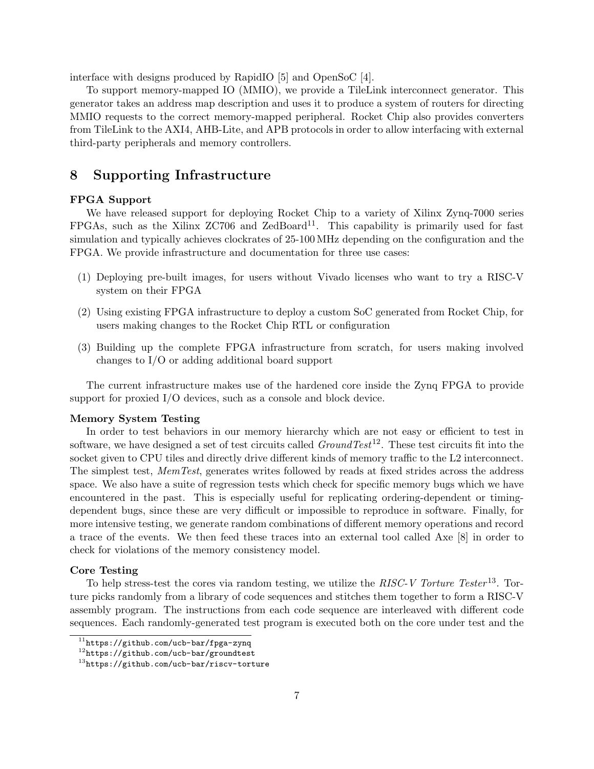interface with designs produced by RapidIO [5] and OpenSoC [4].

To support memory-mapped IO (MMIO), we provide a TileLink interconnect generator. This generator takes an address map description and uses it to produce a system of routers for directing MMIO requests to the correct memory-mapped peripheral. Rocket Chip also provides converters from TileLink to the AXI4, AHB-Lite, and APB protocols in order to allow interfacing with external third-party peripherals and memory controllers.

# 8 Supporting Infrastructure

**FPGA Support**

We have released support for deploying Rocket Chip to a variety of Xilinx Zynq-7000 series FPGAs, such as the Xilinx ZC706 and ZedBoard[11]. This capability is primarily used for fast simulation and typically achieves clockrates of 25-100 MHz depending on the configuration and the FPGA. We provide infrastructure and documentation for three use cases:

(1) Deploying pre-built images, for users without Vivado licenses who want to try a RISC-V system on their FPGA

(2) Using existing FPGA infrastructure to deploy a custom SoC generated from Rocket Chip, for users making changes to the Rocket Chip RTL or configuration

(3) Building up the complete FPGA infrastructure from scratch, for users making involved changes to I/O or adding additional board support

The current infrastructure makes use of the hardened core inside the Zynq FPGA to provide support for proxied I/O devices, such as a console and block device.

**Memory System Testing**

In order to test behaviors in our memory hierarchy which are not easy or efficient to test in software, we have designed a set of test circuits called *GroundTest*[12]. These test circuits fit into the socket given to CPU tiles and directly drive different kinds of memory traffic to the L2 interconnect. The simplest test, *MemTest*, generates writes followed by reads at fixed strides across the address space. We also have a suite of regression tests which check for specific memory bugs which we have encountered in the past. This is especially useful for replicating ordering-dependent or timing-dependent bugs, since these are very difficult or impossible to reproduce in software. Finally, for more intensive testing, we generate random combinations of different memory operations and record a trace of the events. We then feed these traces into an external tool called Axe [8] in order to check for violations of the memory consistency model.

**Core Testing**

To help stress-test the cores via random testing, we utilize the *RISC-V Torture Tester*[13]. Torture picks randomly from a library of code sequences and stitches them together to form a RISC-V assembly program. The instructions from each code sequence are interleaved with different code sequences. Each randomly-generated test program is executed both on the core under test and the

[11] `https://github.com/ucb-bar/fpga-zynq`

[12] `https://github.com/ucb-bar/groundtest`

[13] `https://github.com/ucb-bar/riscv-torture`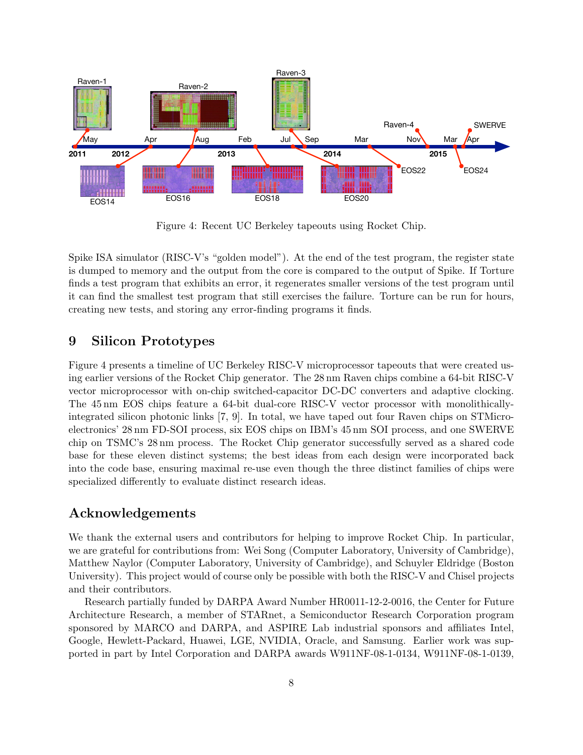Figure 4: Recent UC Berkeley tapeouts using Rocket Chip.

Spike ISA simulator (RISC-V's "golden model"). At the end of the test program, the register state is dumped to memory and the output from the core is compared to the output of Spike. If Torture finds a test program that exhibits an error, it regenerates smaller versions of the test program until it can find the smallest test program that still exercises the failure. Torture can be run for hours, creating new tests, and storing any error-finding programs it finds.

## 9 Silicon Prototypes

Figure 4 presents a timeline of UC Berkeley RISC-V microprocessor tapeouts that were created using earlier versions of the Rocket Chip generator. The 28 nm Raven chips combine a 64-bit RISC-V vector microprocessor with on-chip switched-capacitor DC-DC converters and adaptive clocking. The 45 nm EOS chips feature a 64-bit dual-core RISC-V vector processor with monolithically-integrated silicon photonic links [7, 9]. In total, we have taped out four Raven chips on STMicroelectronics' 28 nm FD-SOI process, six EOS chips on IBM's 45 nm SOI process, and one SWERVE chip on TSMC's 28 nm process. The Rocket Chip generator successfully served as a shared code base for these eleven distinct systems; the best ideas from each design were incorporated back into the code base, ensuring maximal re-use even though the three distinct families of chips were specialized differently to evaluate distinct research ideas.

## Acknowledgements

We thank the external users and contributors for helping to improve Rocket Chip. In particular, we are grateful for contributions from: Wei Song (Computer Laboratory, University of Cambridge), Matthew Naylor (Computer Laboratory, University of Cambridge), and Schuyler Eldridge (Boston University). This project would of course only be possible with both the RISC-V and Chisel projects and their contributors.

Research partially funded by DARPA Award Number HR0011-12-2-0016, the Center for Future Architecture Research, a member of STARnet, a Semiconductor Research Corporation program sponsored by MARCO and DARPA, and ASPIRE Lab industrial sponsors and affiliates Intel, Google, Hewlett-Packard, Huawei, LGE, NVIDIA, Oracle, and Samsung. Earlier work was supported in part by Intel Corporation and DARPA awards W911NF-08-1-0134, W911NF-08-1-0139,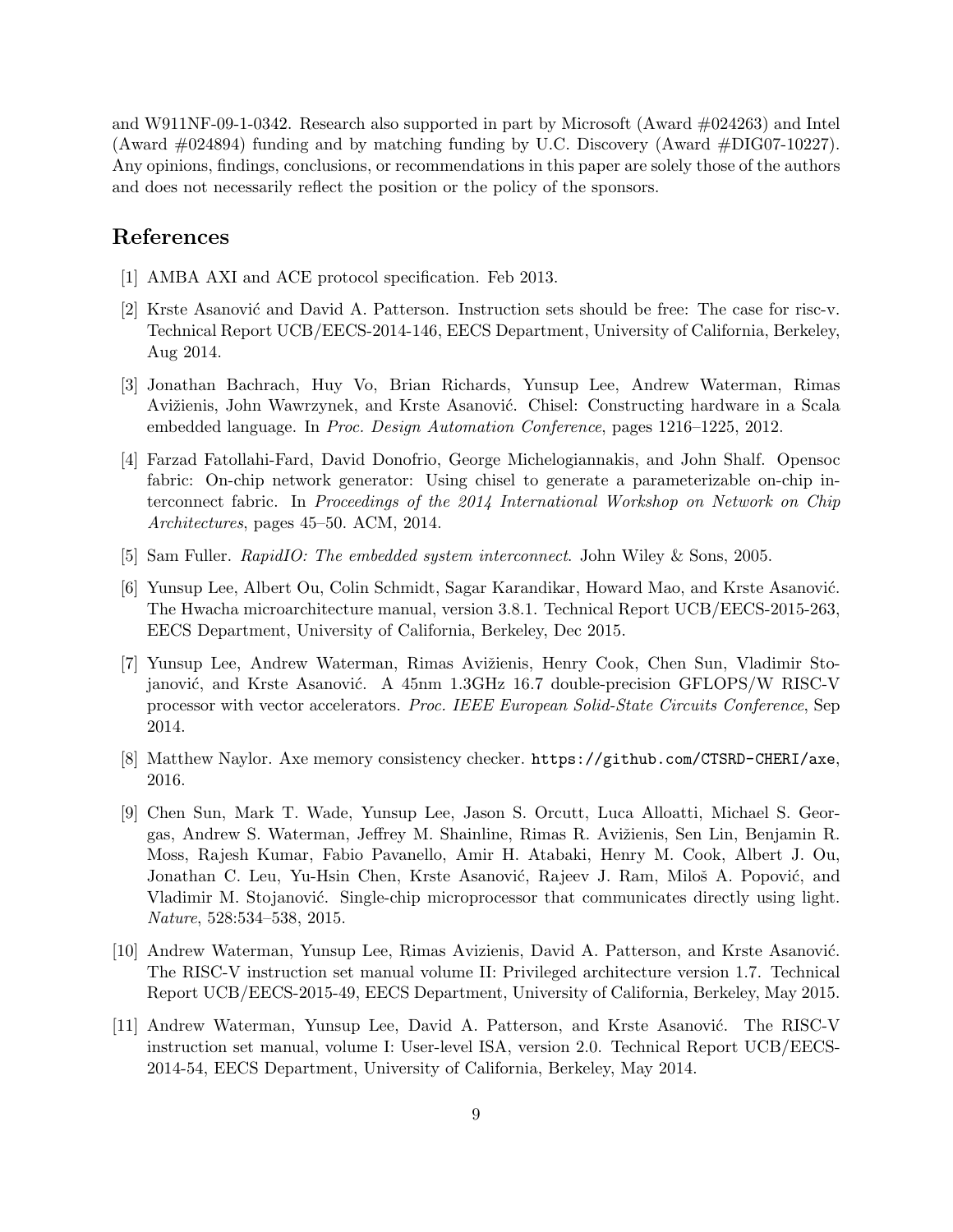and W911NF-09-1-0342. Research also supported in part by Microsoft (Award #024263) and Intel (Award #024894) funding and by matching funding by U.C. Discovery (Award #DIG07-10227). Any opinions, findings, conclusions, or recommendations in this paper are solely those of the authors and does not necessarily reflect the position or the policy of the sponsors.

## References

[1] AMBA AXI and ACE protocol specification. Feb 2013.

[2] Krste Asanović and David A. Patterson. Instruction sets should be free: The case for risc-v. Technical Report UCB/EECS-2014-146, EECS Department, University of California, Berkeley, Aug 2014.

[3] Jonathan Bachrach, Huy Vo, Brian Richards, Yunsup Lee, Andrew Waterman, Rimas Avižienis, John Wawrzynek, and Krste Asanović. Chisel: Constructing hardware in a Scala embedded language. In *Proc. Design Automation Conference*, pages 1216–1225, 2012.

[4] Farzad Fatollahi-Fard, David Donofrio, George Michelogiannakis, and John Shalf. Opensoc fabric: On-chip network generator: Using chisel to generate a parameterizable on-chip interconnect fabric. In *Proceedings of the 2014 International Workshop on Network on Chip Architectures*, pages 45–50. ACM, 2014.

[5] Sam Fuller. *RapidIO: The embedded system interconnect*. John Wiley & Sons, 2005.

[6] Yunsup Lee, Albert Ou, Colin Schmidt, Sagar Karandikar, Howard Mao, and Krste Asanović. The Hwacha microarchitecture manual, version 3.8.1. Technical Report UCB/EECS-2015-263, EECS Department, University of California, Berkeley, Dec 2015.

[7] Yunsup Lee, Andrew Waterman, Rimas Avižienis, Henry Cook, Chen Sun, Vladimir Stojanović, and Krste Asanović. A 45nm 1.3GHz 16.7 double-precision GFLOPS/W RISC-V processor with vector accelerators. *Proc. IEEE European Solid-State Circuits Conference*, Sep 2014.

[8] Matthew Naylor. Axe memory consistency checker. `https://github.com/CTSRD-CHERI/axe`, 2016.

[9] Chen Sun, Mark T. Wade, Yunsup Lee, Jason S. Orcutt, Luca Alloatti, Michael S. Georgas, Andrew S. Waterman, Jeffrey M. Shainline, Rimas R. Avižienis, Sen Lin, Benjamin R. Moss, Rajesh Kumar, Fabio Pavanello, Amir H. Atabaki, Henry M. Cook, Albert J. Ou, Jonathan C. Leu, Yu-Hsin Chen, Krste Asanović, Rajeev J. Ram, Miloš A. Popović, and Vladimir M. Stojanović. Single-chip microprocessor that communicates directly using light. *Nature*, 528:534–538, 2015.

[10] Andrew Waterman, Yunsup Lee, Rimas Avizienis, David A. Patterson, and Krste Asanović. The RISC-V instruction set manual volume II: Privileged architecture version 1.7. Technical Report UCB/EECS-2015-49, EECS Department, University of California, Berkeley, May 2015.

[11] Andrew Waterman, Yunsup Lee, David A. Patterson, and Krste Asanović. The RISC-V instruction set manual, volume I: User-level ISA, version 2.0. Technical Report UCB/EECS-2014-54, EECS Department, University of California, Berkeley, May 2014.